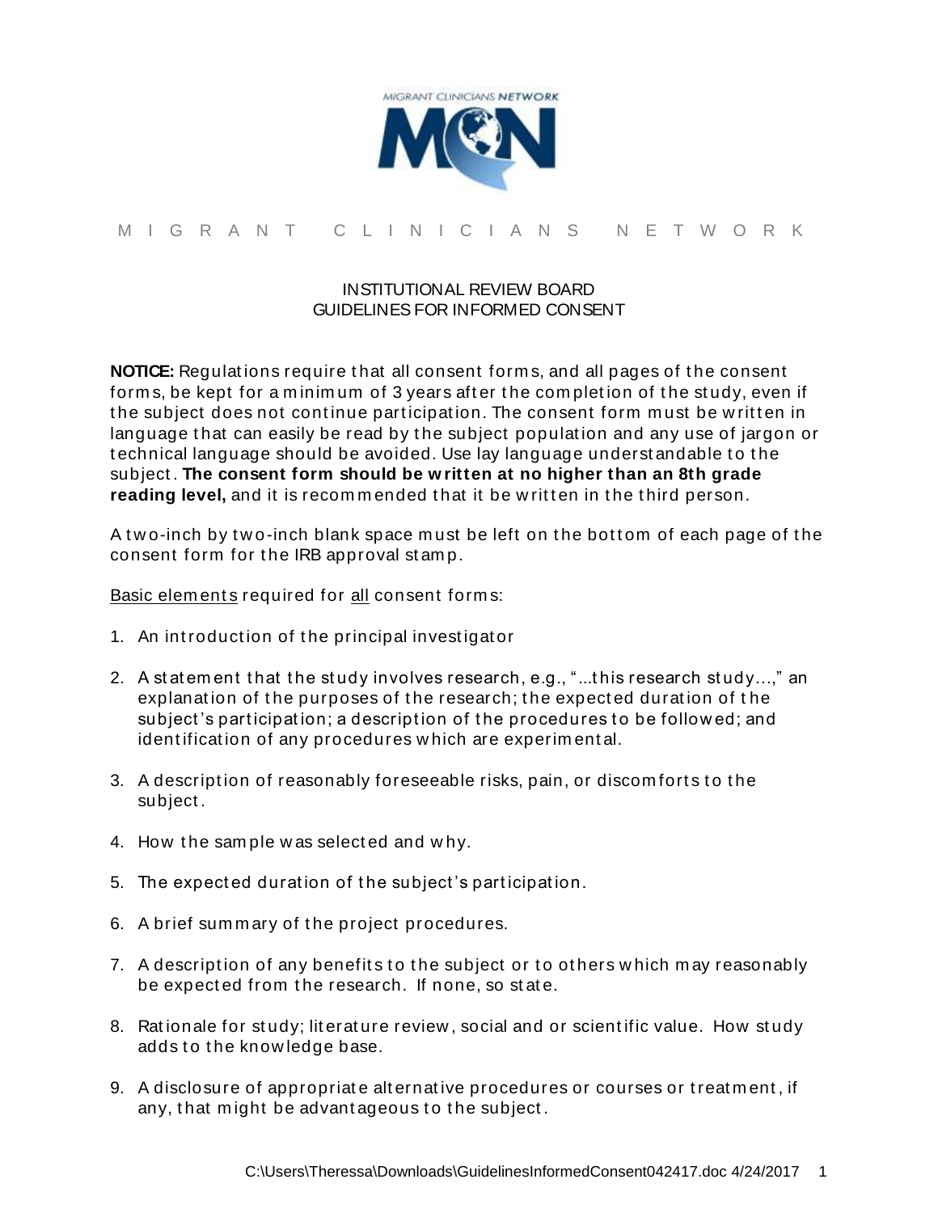M I G R A N T   C L I N I C I A N S   N E T W O R K

# INSTITUTIONAL REVIEW BOARD
# GUIDELINES FOR INFORMED CONSENT

**NOTICE:** Regulations require that all consent forms, and all pages of the consent forms, be kept for a minimum of 3 years after the completion of the study, even if the subject does not continue participation. The consent form must be written in language that can easily be read by the subject population and any use of jargon or technical language should be avoided. Use lay language understandable to the subject. **The consent form should be written at no higher than an 8th grade reading level,** and it is recommended that it be written in the third person.

A two-inch by two-inch blank space must be left on the bottom of each page of the consent form for the IRB approval stamp.

<u>Basic elements</u> required for <u>all</u> consent forms:

1. An introduction of the principal investigator
2. A statement that the study involves research, e.g., "...this research study...," an explanation of the purposes of the research; the expected duration of the subject's participation; a description of the procedures to be followed; and identification of any procedures which are experimental.
3. A description of reasonably foreseeable risks, pain, or discomforts to the subject.
4. How the sample was selected and why.
5. The expected duration of the subject's participation.
6. A brief summary of the project procedures.
7. A description of any benefits to the subject or to others which may reasonably be expected from the research. If none, so state.
8. Rationale for study; literature review, social and or scientific value. How study adds to the knowledge base.
9. A disclosure of appropriate alternative procedures or courses or treatment, if any, that might be advantageous to the subject.

C:\Users\Theressa\Downloads\GuidelinesInformedConsent042417.doc 4/24/2017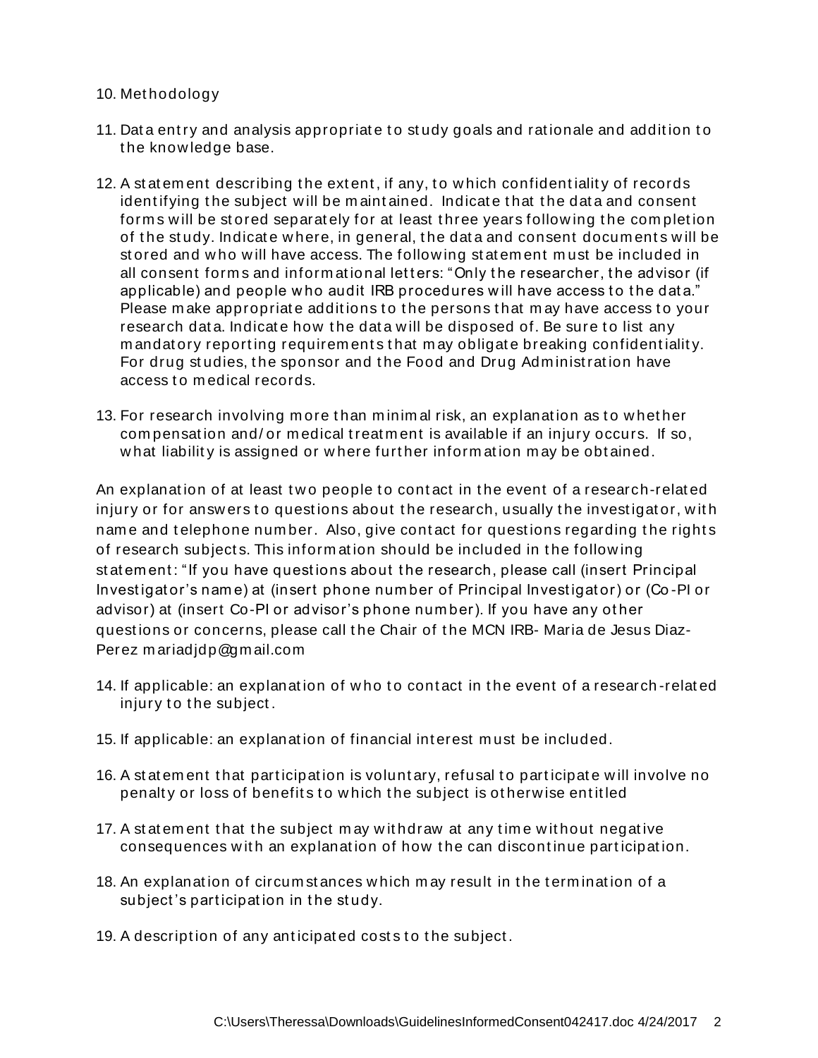10. Methodology

11. Data entry and analysis appropriate to study goals and rationale and addition to the knowledge base.

12. A statement describing the extent, if any, to which confidentiality of records identifying the subject will be maintained. Indicate that the data and consent forms will be stored separately for at least three years following the completion of the study. Indicate where, in general, the data and consent documents will be stored and who will have access. The following statement must be included in all consent forms and informational letters: "Only the researcher, the advisor (if applicable) and people who audit IRB procedures will have access to the data." Please make appropriate additions to the persons that may have access to your research data. Indicate how the data will be disposed of. Be sure to list any mandatory reporting requirements that may obligate breaking confidentiality. For drug studies, the sponsor and the Food and Drug Administration have access to medical records.

13. For research involving more than minimal risk, an explanation as to whether compensation and/or medical treatment is available if an injury occurs. If so, what liability is assigned or where further information may be obtained.

An explanation of at least two people to contact in the event of a research-related injury or for answers to questions about the research, usually the investigator, with name and telephone number. Also, give contact for questions regarding the rights of research subjects. This information should be included in the following statement: "If you have questions about the research, please call (insert Principal Investigator's name) at (insert phone number of Principal Investigator) or (Co-PI or advisor) at (insert Co-PI or advisor's phone number). If you have any other questions or concerns, please call the Chair of the MCN IRB- Maria de Jesus Diaz-Perez mariadjdp@gmail.com

14. If applicable: an explanation of who to contact in the event of a research-related injury to the subject.

15. If applicable: an explanation of financial interest must be included.

16. A statement that participation is voluntary, refusal to participate will involve no penalty or loss of benefits to which the subject is otherwise entitled

17. A statement that the subject may withdraw at any time without negative consequences with an explanation of how the can discontinue participation.

18. An explanation of circumstances which may result in the termination of a subject's participation in the study.

19. A description of any anticipated costs to the subject.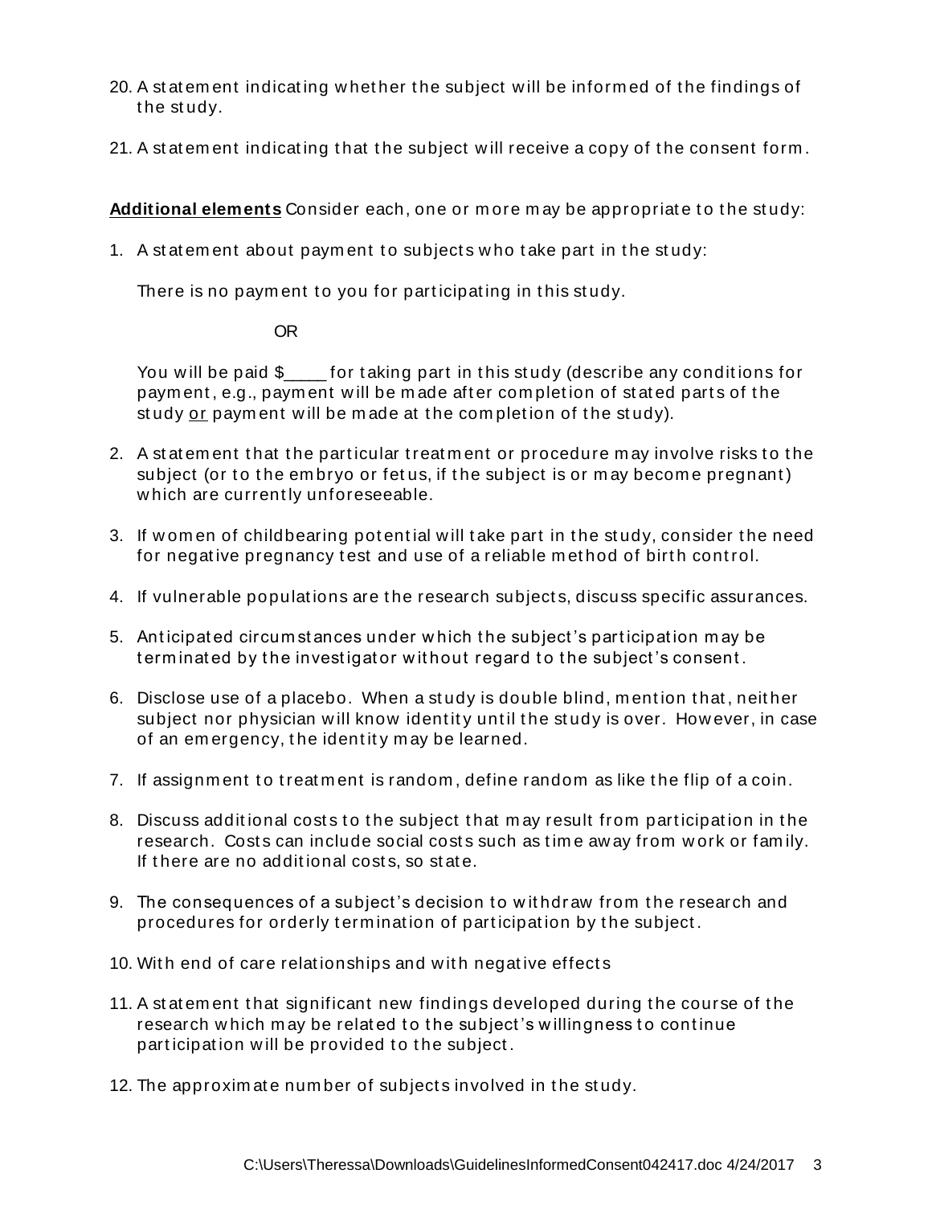20. A statement indicating whether the subject will be informed of the findings of the study.

21. A statement indicating that the subject will receive a copy of the consent form.

**<u>Additional elements</u>** Consider each, one or more may be appropriate to the study:

1. A statement about payment to subjects who take part in the study:

   There is no payment to you for participating in this study.

   OR

   You will be paid $____ for taking part in this study (describe any conditions for payment, e.g., payment will be made after completion of stated parts of the study <u>or</u> payment will be made at the completion of the study).

2. A statement that the particular treatment or procedure may involve risks to the subject (or to the embryo or fetus, if the subject is or may become pregnant) which are currently unforeseeable.

3. If women of childbearing potential will take part in the study, consider the need for negative pregnancy test and use of a reliable method of birth control.

4. If vulnerable populations are the research subjects, discuss specific assurances.

5. Anticipated circumstances under which the subject's participation may be terminated by the investigator without regard to the subject's consent.

6. Disclose use of a placebo. When a study is double blind, mention that, neither subject nor physician will know identity until the study is over. However, in case of an emergency, the identity may be learned.

7. If assignment to treatment is random, define random as like the flip of a coin.

8. Discuss additional costs to the subject that may result from participation in the research. Costs can include social costs such as time away from work or family. If there are no additional costs, so state.

9. The consequences of a subject's decision to withdraw from the research and procedures for orderly termination of participation by the subject.

10. With end of care relationships and with negative effects

11. A statement that significant new findings developed during the course of the research which may be related to the subject's willingness to continue participation will be provided to the subject.

12. The approximate number of subjects involved in the study.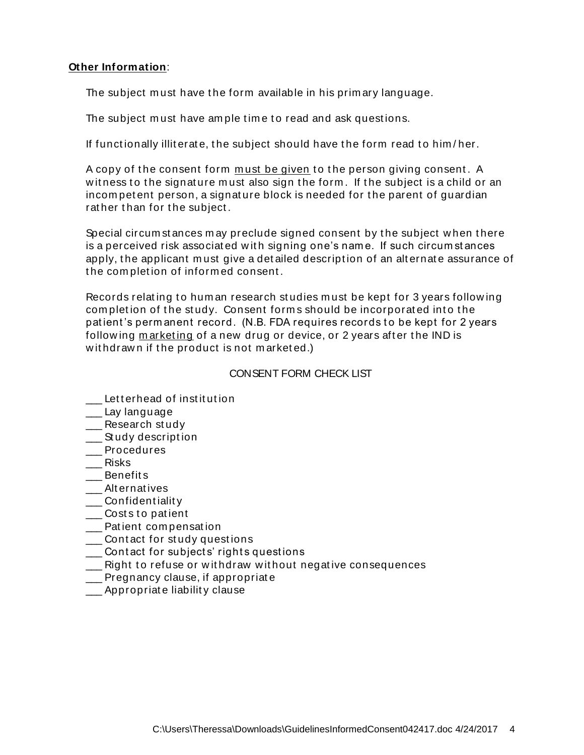**Other Information**:

The subject must have the form available in his primary language.

The subject must have ample time to read and ask questions.

If functionally illiterate, the subject should have the form read to him/her.

A copy of the consent form <u>must be given</u> to the person giving consent. A witness to the signature must also sign the form. If the subject is a child or an incompetent person, a signature block is needed for the parent of guardian rather than for the subject.

Special circumstances may preclude signed consent by the subject when there is a perceived risk associated with signing one's name. If such circumstances apply, the applicant must give a detailed description of an alternate assurance of the completion of informed consent.

Records relating to human research studies must be kept for 3 years following completion of the study. Consent forms should be incorporated into the patient's permanent record. (N.B. FDA requires records to be kept for 2 years following <u>marketing</u> of a new drug or device, or 2 years after the IND is withdrawn if the product is not marketed.)

CONSENT FORM CHECK LIST

___ Letterhead of institution
___ Lay language
___ Research study
___ Study description
___ Procedures
___ Risks
___ Benefits
___ Alternatives
___ Confidentiality
___ Costs to patient
___ Patient compensation
___ Contact for study questions
___ Contact for subjects' rights questions
___ Right to refuse or withdraw without negative consequences
___ Pregnancy clause, if appropriate
___ Appropriate liability clause